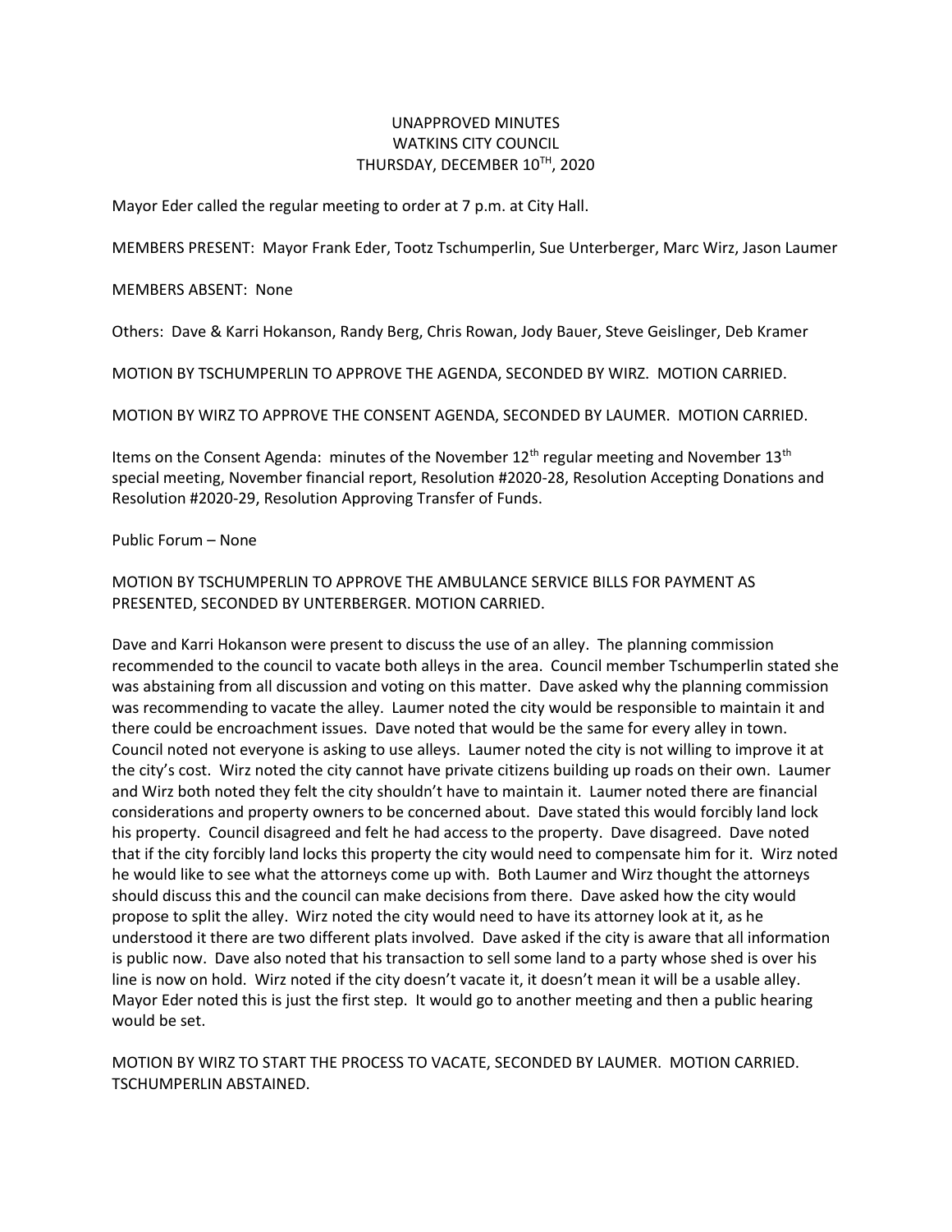UNAPPROVED MINUTES
WATKINS CITY COUNCIL
THURSDAY, DECEMBER 10TH, 2020

Mayor Eder called the regular meeting to order at 7 p.m. at City Hall.

MEMBERS PRESENT: Mayor Frank Eder, Tootz Tschumperlin, Sue Unterberger, Marc Wirz, Jason Laumer

MEMBERS ABSENT: None

Others: Dave & Karri Hokanson, Randy Berg, Chris Rowan, Jody Bauer, Steve Geislinger, Deb Kramer

MOTION BY TSCHUMPERLIN TO APPROVE THE AGENDA, SECONDED BY WIRZ. MOTION CARRIED.

MOTION BY WIRZ TO APPROVE THE CONSENT AGENDA, SECONDED BY LAUMER. MOTION CARRIED.

Items on the Consent Agenda: minutes of the November 12th regular meeting and November 13th special meeting, November financial report, Resolution #2020-28, Resolution Accepting Donations and Resolution #2020-29, Resolution Approving Transfer of Funds.

Public Forum – None

MOTION BY TSCHUMPERLIN TO APPROVE THE AMBULANCE SERVICE BILLS FOR PAYMENT AS PRESENTED, SECONDED BY UNTERBERGER. MOTION CARRIED.

Dave and Karri Hokanson were present to discuss the use of an alley. The planning commission recommended to the council to vacate both alleys in the area. Council member Tschumperlin stated she was abstaining from all discussion and voting on this matter. Dave asked why the planning commission was recommending to vacate the alley. Laumer noted the city would be responsible to maintain it and there could be encroachment issues. Dave noted that would be the same for every alley in town. Council noted not everyone is asking to use alleys. Laumer noted the city is not willing to improve it at the city's cost. Wirz noted the city cannot have private citizens building up roads on their own. Laumer and Wirz both noted they felt the city shouldn't have to maintain it. Laumer noted there are financial considerations and property owners to be concerned about. Dave stated this would forcibly land lock his property. Council disagreed and felt he had access to the property. Dave disagreed. Dave noted that if the city forcibly land locks this property the city would need to compensate him for it. Wirz noted he would like to see what the attorneys come up with. Both Laumer and Wirz thought the attorneys should discuss this and the council can make decisions from there. Dave asked how the city would propose to split the alley. Wirz noted the city would need to have its attorney look at it, as he understood it there are two different plats involved. Dave asked if the city is aware that all information is public now. Dave also noted that his transaction to sell some land to a party whose shed is over his line is now on hold. Wirz noted if the city doesn't vacate it, it doesn't mean it will be a usable alley. Mayor Eder noted this is just the first step. It would go to another meeting and then a public hearing would be set.

MOTION BY WIRZ TO START THE PROCESS TO VACATE, SECONDED BY LAUMER. MOTION CARRIED. TSCHUMPERLIN ABSTAINED.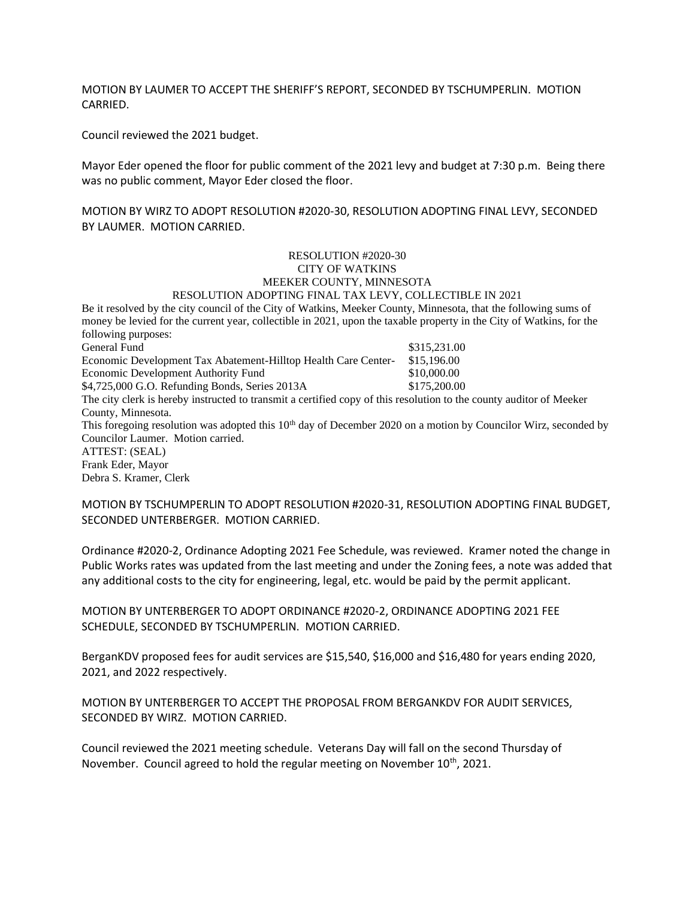MOTION BY LAUMER TO ACCEPT THE SHERIFF'S REPORT, SECONDED BY TSCHUMPERLIN. MOTION CARRIED.

Council reviewed the 2021 budget.

Mayor Eder opened the floor for public comment of the 2021 levy and budget at 7:30 p.m. Being there was no public comment, Mayor Eder closed the floor.

MOTION BY WIRZ TO ADOPT RESOLUTION #2020-30, RESOLUTION ADOPTING FINAL LEVY, SECONDED BY LAUMER. MOTION CARRIED.

RESOLUTION #2020-30
CITY OF WATKINS
MEEKER COUNTY, MINNESOTA
RESOLUTION ADOPTING FINAL TAX LEVY, COLLECTIBLE IN 2021

Be it resolved by the city council of the City of Watkins, Meeker County, Minnesota, that the following sums of money be levied for the current year, collectible in 2021, upon the taxable property in the City of Watkins, for the following purposes:

| | |
|---|---|
| General Fund | $315,231.00 |
| Economic Development Tax Abatement-Hilltop Health Care Center- | $15,196.00 |
| Economic Development Authority Fund | $10,000.00 |
| $4,725,000 G.O. Refunding Bonds, Series 2013A | $175,200.00 |

The city clerk is hereby instructed to transmit a certified copy of this resolution to the county auditor of Meeker County, Minnesota.

This foregoing resolution was adopted this 10th day of December 2020 on a motion by Councilor Wirz, seconded by Councilor Laumer. Motion carried.

ATTEST: (SEAL)
Frank Eder, Mayor
Debra S. Kramer, Clerk

MOTION BY TSCHUMPERLIN TO ADOPT RESOLUTION #2020-31, RESOLUTION ADOPTING FINAL BUDGET, SECONDED UNTERBERGER. MOTION CARRIED.

Ordinance #2020-2, Ordinance Adopting 2021 Fee Schedule, was reviewed. Kramer noted the change in Public Works rates was updated from the last meeting and under the Zoning fees, a note was added that any additional costs to the city for engineering, legal, etc. would be paid by the permit applicant.

MOTION BY UNTERBERGER TO ADOPT ORDINANCE #2020-2, ORDINANCE ADOPTING 2021 FEE SCHEDULE, SECONDED BY TSCHUMPERLIN. MOTION CARRIED.

BerganKDV proposed fees for audit services are $15,540, $16,000 and $16,480 for years ending 2020, 2021, and 2022 respectively.

MOTION BY UNTERBERGER TO ACCEPT THE PROPOSAL FROM BERGANKDV FOR AUDIT SERVICES, SECONDED BY WIRZ. MOTION CARRIED.

Council reviewed the 2021 meeting schedule. Veterans Day will fall on the second Thursday of November. Council agreed to hold the regular meeting on November 10th, 2021.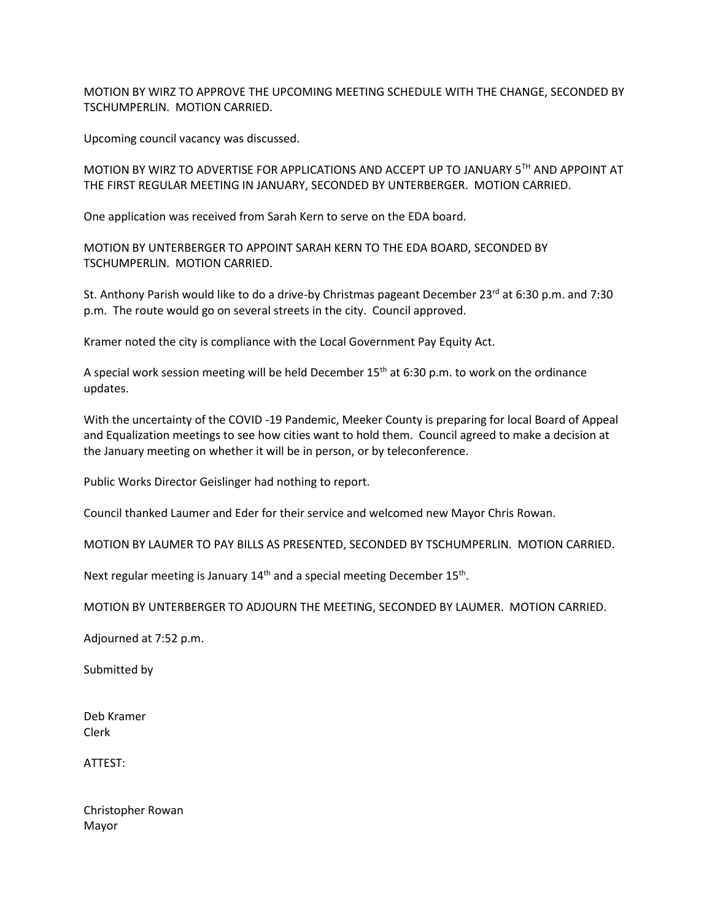MOTION BY WIRZ TO APPROVE THE UPCOMING MEETING SCHEDULE WITH THE CHANGE, SECONDED BY TSCHUMPERLIN. MOTION CARRIED.

Upcoming council vacancy was discussed.

MOTION BY WIRZ TO ADVERTISE FOR APPLICATIONS AND ACCEPT UP TO JANUARY 5TH AND APPOINT AT THE FIRST REGULAR MEETING IN JANUARY, SECONDED BY UNTERBERGER. MOTION CARRIED.

One application was received from Sarah Kern to serve on the EDA board.

MOTION BY UNTERBERGER TO APPOINT SARAH KERN TO THE EDA BOARD, SECONDED BY TSCHUMPERLIN. MOTION CARRIED.

St. Anthony Parish would like to do a drive-by Christmas pageant December 23rd at 6:30 p.m. and 7:30 p.m. The route would go on several streets in the city. Council approved.

Kramer noted the city is compliance with the Local Government Pay Equity Act.

A special work session meeting will be held December 15th at 6:30 p.m. to work on the ordinance updates.

With the uncertainty of the COVID -19 Pandemic, Meeker County is preparing for local Board of Appeal and Equalization meetings to see how cities want to hold them. Council agreed to make a decision at the January meeting on whether it will be in person, or by teleconference.

Public Works Director Geislinger had nothing to report.

Council thanked Laumer and Eder for their service and welcomed new Mayor Chris Rowan.

MOTION BY LAUMER TO PAY BILLS AS PRESENTED, SECONDED BY TSCHUMPERLIN. MOTION CARRIED.

Next regular meeting is January 14th and a special meeting December 15th.

MOTION BY UNTERBERGER TO ADJOURN THE MEETING, SECONDED BY LAUMER. MOTION CARRIED.

Adjourned at 7:52 p.m.

Submitted by

Deb Kramer
Clerk

ATTEST:

Christopher Rowan
Mayor